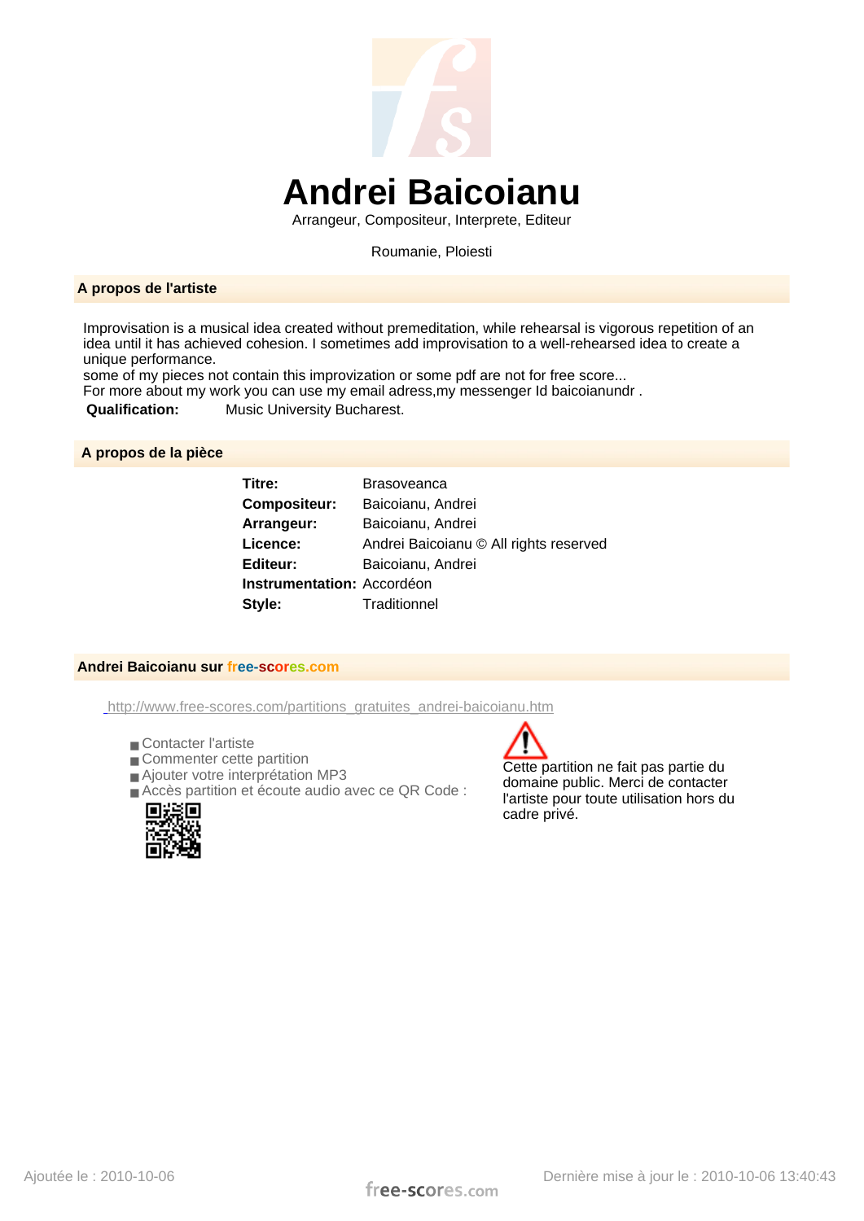# Andrei Baicoianu

Arrangeur, Compositeur, Interprete, Editeur

Roumanie, Ploiesti

## A propos de l'artiste

Improvisation is a musical idea created without premeditation, while rehearsal is vigorous repetition of an idea until it has achieved cohesion. I sometimes add improvisation to a well-rehearsed idea to create a unique performance.
some of my pieces not contain this improvization or some pdf are not for free score...
For more about my work you can use my email adress,my messenger Id baicoianundr .

**Qualification:** Music University Bucharest.

## A propos de la pièce

| | |
|---|---|
| **Titre:** | Brasoveanca |
| **Compositeur:** | Baicoianu, Andrei |
| **Arrangeur:** | Baicoianu, Andrei |
| **Licence:** | Andrei Baicoianu © All rights reserved |
| **Editeur:** | Baicoianu, Andrei |
| **Instrumentation:** | Accordéon |
| **Style:** | Traditionnel |

## Andrei Baicoianu sur free-scores.com

http://www.free-scores.com/partitions_gratuites_andrei-baicoianu.htm

- Contacter l'artiste
- Commenter cette partition
- Ajouter votre interprétation MP3
- Accès partition et écoute audio avec ce QR Code :

Cette partition ne fait pas partie du domaine public. Merci de contacter l'artiste pour toute utilisation hors du cadre privé.

Ajoutée le : 2010-10-06

Dernière mise à jour le : 2010-10-06 13:40:43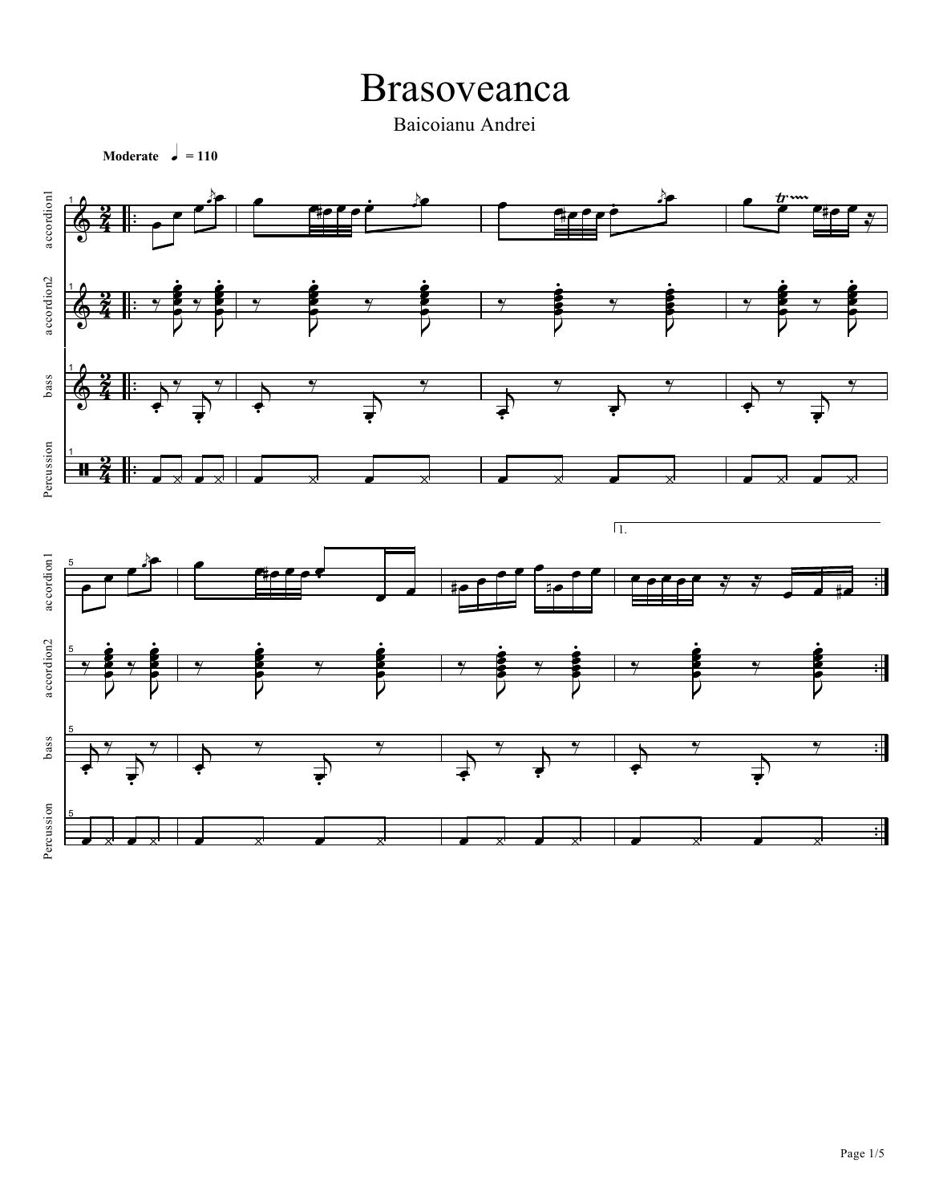# Brasoveanca

Baicoianu Andrei

**Moderate** ♩ = 110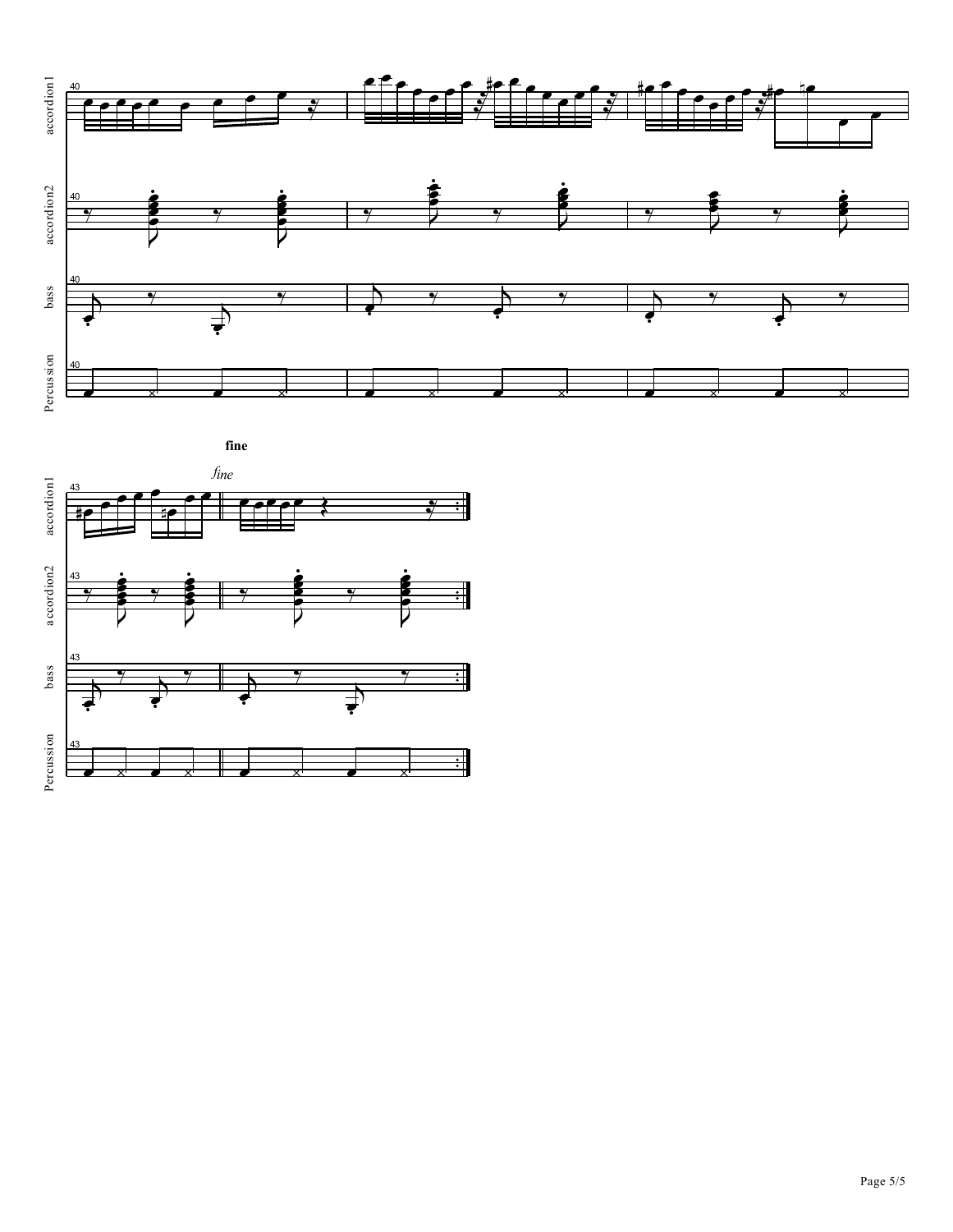fine

*fine*